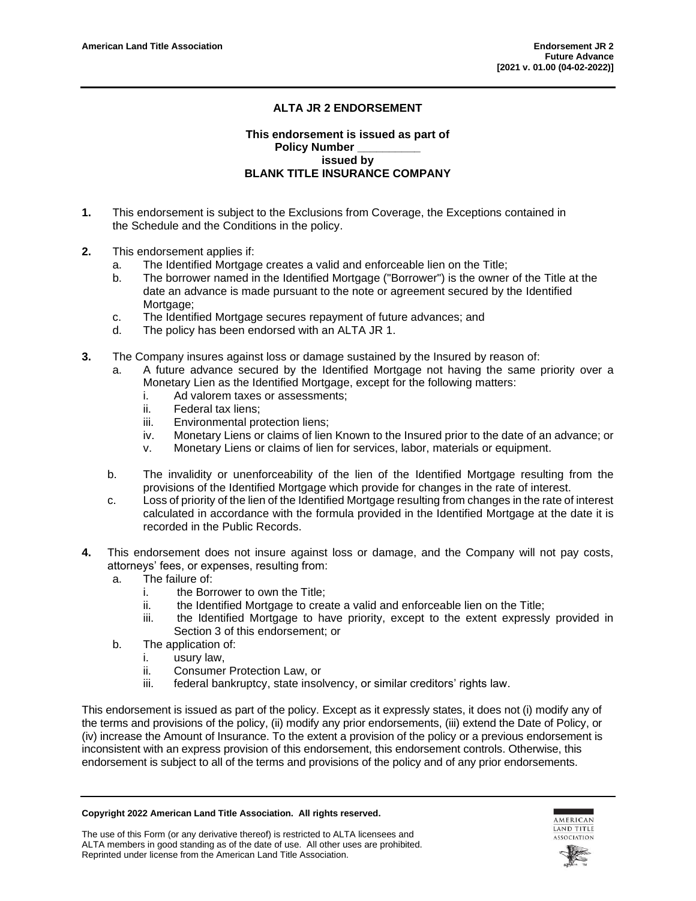American Land Title Association

Endorsement JR 2
Future Advance
[2021 v. 01.00 (04-02-2022)]

## ALTA JR 2 ENDORSEMENT

**This endorsement is issued as part of**
**Policy Number __________**
**issued by**
**BLANK TITLE INSURANCE COMPANY**

**1.** This endorsement is subject to the Exclusions from Coverage, the Exceptions contained in the Schedule and the Conditions in the policy.

**2.** This endorsement applies if:
   a. The Identified Mortgage creates a valid and enforceable lien on the Title;
   b. The borrower named in the Identified Mortgage ("Borrower") is the owner of the Title at the date an advance is made pursuant to the note or agreement secured by the Identified Mortgage;
   c. The Identified Mortgage secures repayment of future advances; and
   d. The policy has been endorsed with an ALTA JR 1.

**3.** The Company insures against loss or damage sustained by the Insured by reason of:
   a. A future advance secured by the Identified Mortgage not having the same priority over a Monetary Lien as the Identified Mortgage, except for the following matters:
      i. Ad valorem taxes or assessments;
      ii. Federal tax liens;
      iii. Environmental protection liens;
      iv. Monetary Liens or claims of lien Known to the Insured prior to the date of an advance; or
      v. Monetary Liens or claims of lien for services, labor, materials or equipment.

   b. The invalidity or unenforceability of the lien of the Identified Mortgage resulting from the provisions of the Identified Mortgage which provide for changes in the rate of interest.
   c. Loss of priority of the lien of the Identified Mortgage resulting from changes in the rate of interest calculated in accordance with the formula provided in the Identified Mortgage at the date it is recorded in the Public Records.

**4.** This endorsement does not insure against loss or damage, and the Company will not pay costs, attorneys' fees, or expenses, resulting from:
   a. The failure of:
      i. the Borrower to own the Title;
      ii. the Identified Mortgage to create a valid and enforceable lien on the Title;
      iii. the Identified Mortgage to have priority, except to the extent expressly provided in Section 3 of this endorsement; or
   b. The application of:
      i. usury law,
      ii. Consumer Protection Law, or
      iii. federal bankruptcy, state insolvency, or similar creditors' rights law.

This endorsement is issued as part of the policy. Except as it expressly states, it does not (i) modify any of the terms and provisions of the policy, (ii) modify any prior endorsements, (iii) extend the Date of Policy, or (iv) increase the Amount of Insurance. To the extent a provision of the policy or a previous endorsement is inconsistent with an express provision of this endorsement, this endorsement controls. Otherwise, this endorsement is subject to all of the terms and provisions of the policy and of any prior endorsements.

**Copyright 2022 American Land Title Association. All rights reserved.**

The use of this Form (or any derivative thereof) is restricted to ALTA licensees and ALTA members in good standing as of the date of use. All other uses are prohibited. Reprinted under license from the American Land Title Association.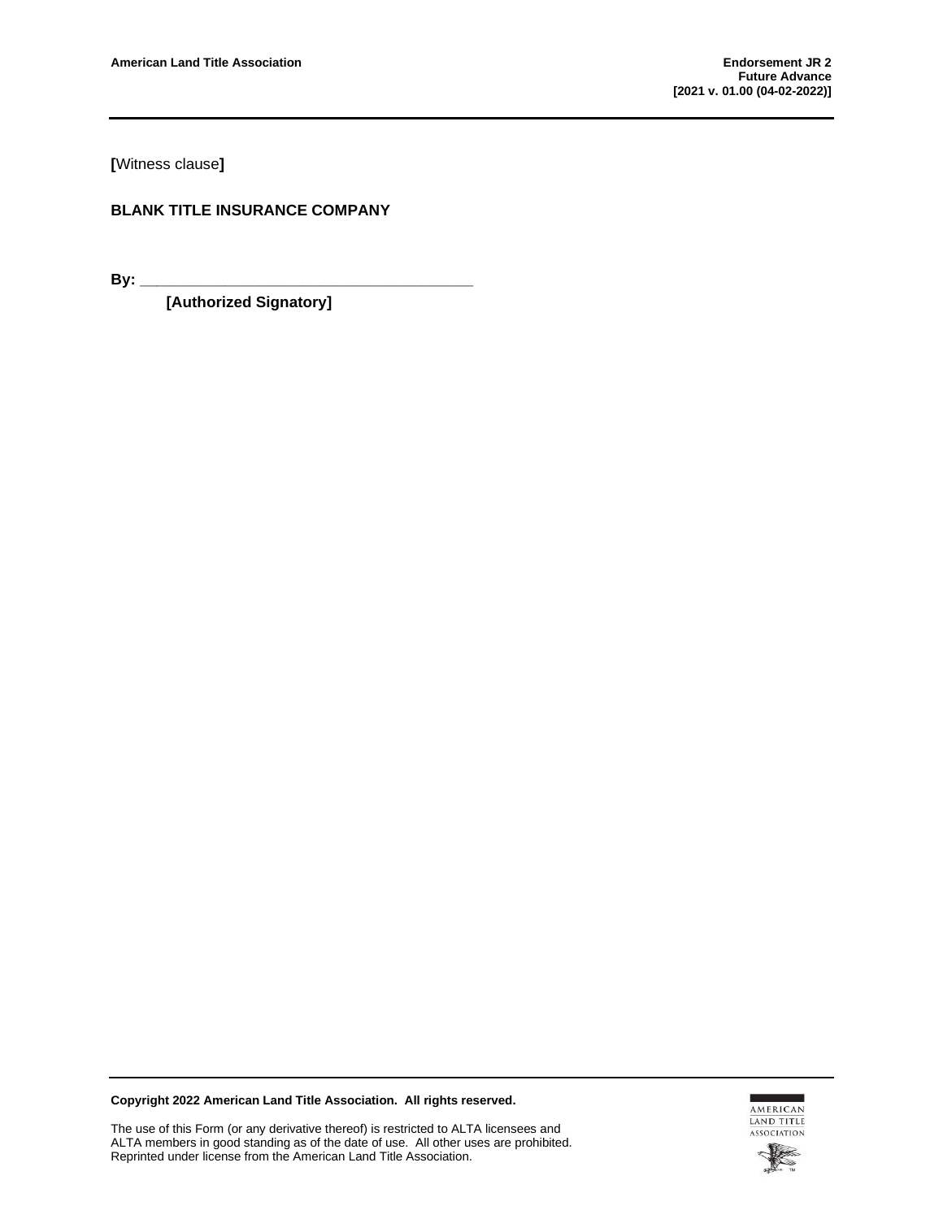**[**Witness clause**]**

**BLANK TITLE INSURANCE COMPANY**

**By: _______________________________________**

**[Authorized Signatory]**

**Copyright 2022 American Land Title Association. All rights reserved.**

The use of this Form (or any derivative thereof) is restricted to ALTA licensees and ALTA members in good standing as of the date of use. All other uses are prohibited. Reprinted under license from the American Land Title Association.